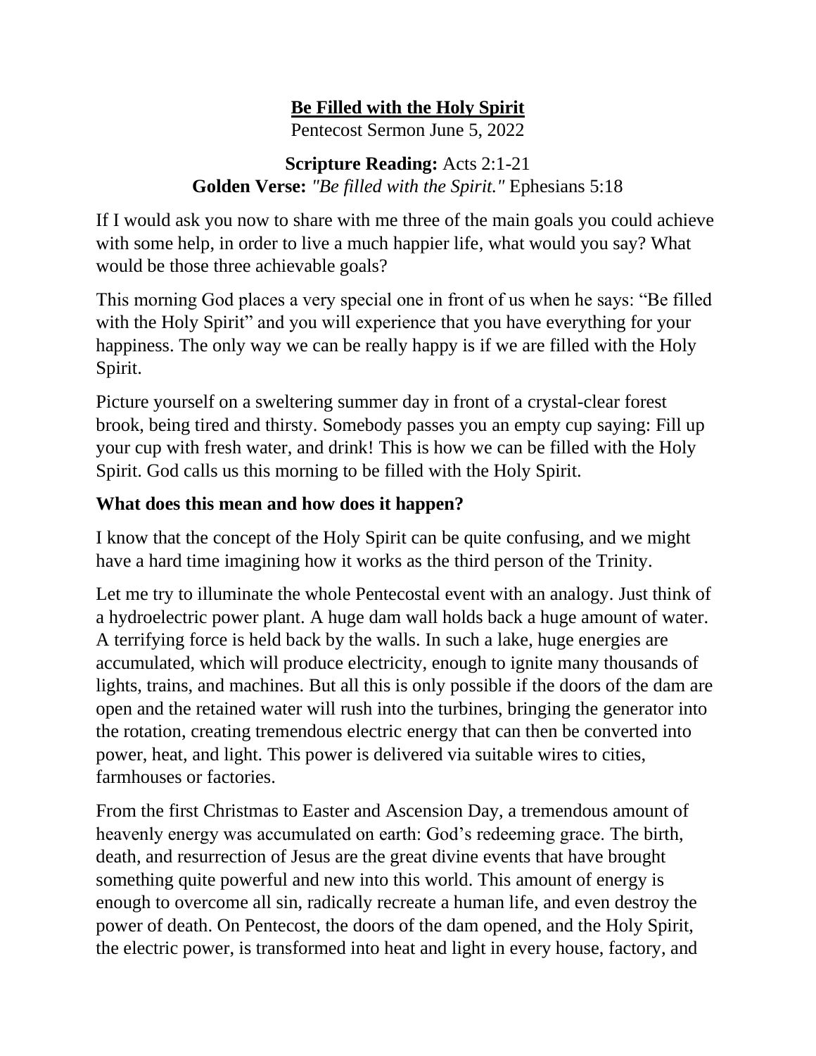# **Be Filled with the Holy Spirit**

Pentecost Sermon June 5, 2022

**Scripture Reading:** Acts 2:1-21
**Golden Verse:** *"Be filled with the Spirit."* Ephesians 5:18

If I would ask you now to share with me three of the main goals you could achieve with some help, in order to live a much happier life, what would you say? What would be those three achievable goals?

This morning God places a very special one in front of us when he says: "Be filled with the Holy Spirit" and you will experience that you have everything for your happiness. The only way we can be really happy is if we are filled with the Holy Spirit.

Picture yourself on a sweltering summer day in front of a crystal-clear forest brook, being tired and thirsty. Somebody passes you an empty cup saying: Fill up your cup with fresh water, and drink! This is how we can be filled with the Holy Spirit. God calls us this morning to be filled with the Holy Spirit.

## **What does this mean and how does it happen?**

I know that the concept of the Holy Spirit can be quite confusing, and we might have a hard time imagining how it works as the third person of the Trinity.

Let me try to illuminate the whole Pentecostal event with an analogy. Just think of a hydroelectric power plant. A huge dam wall holds back a huge amount of water. A terrifying force is held back by the walls. In such a lake, huge energies are accumulated, which will produce electricity, enough to ignite many thousands of lights, trains, and machines. But all this is only possible if the doors of the dam are open and the retained water will rush into the turbines, bringing the generator into the rotation, creating tremendous electric energy that can then be converted into power, heat, and light. This power is delivered via suitable wires to cities, farmhouses or factories.

From the first Christmas to Easter and Ascension Day, a tremendous amount of heavenly energy was accumulated on earth: God's redeeming grace. The birth, death, and resurrection of Jesus are the great divine events that have brought something quite powerful and new into this world. This amount of energy is enough to overcome all sin, radically recreate a human life, and even destroy the power of death. On Pentecost, the doors of the dam opened, and the Holy Spirit, the electric power, is transformed into heat and light in every house, factory, and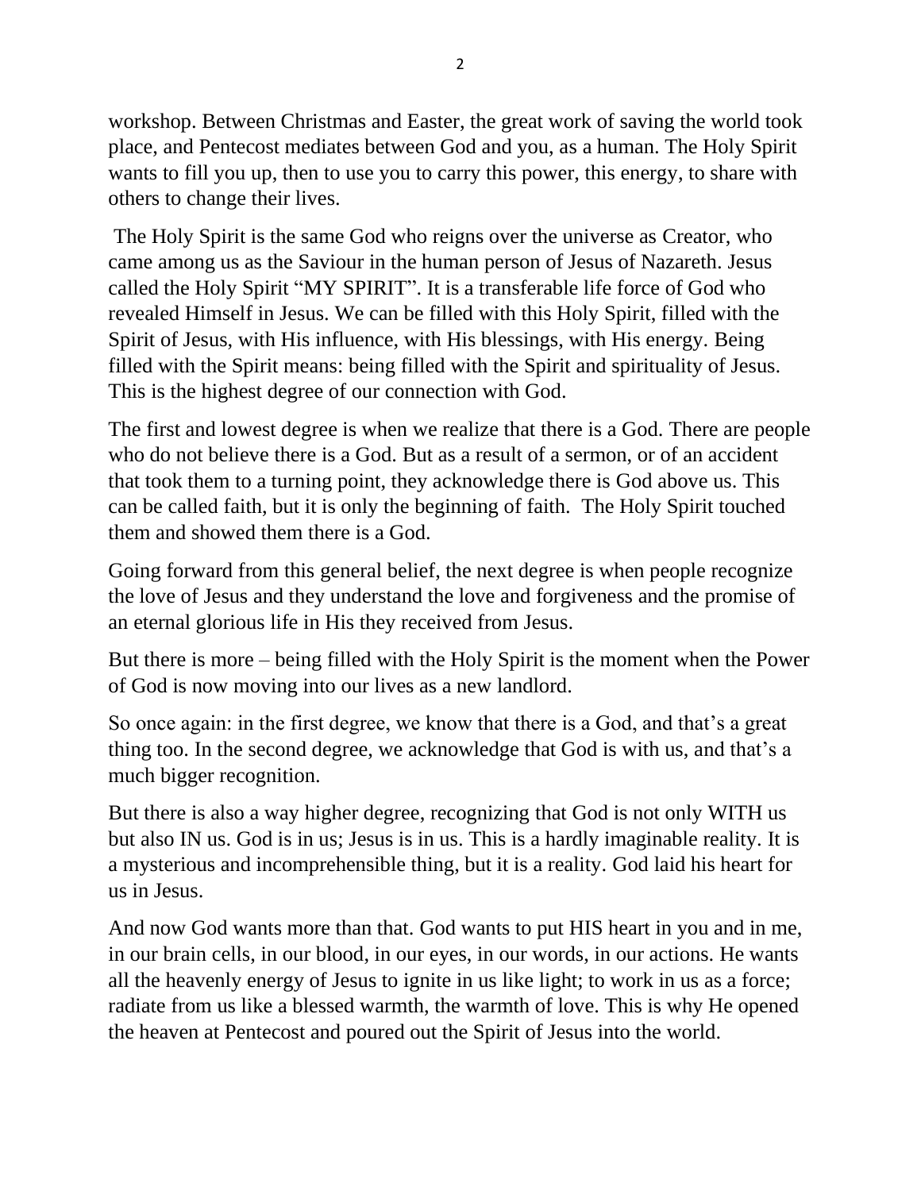workshop. Between Christmas and Easter, the great work of saving the world took place, and Pentecost mediates between God and you, as a human. The Holy Spirit wants to fill you up, then to use you to carry this power, this energy, to share with others to change their lives.

The Holy Spirit is the same God who reigns over the universe as Creator, who came among us as the Saviour in the human person of Jesus of Nazareth. Jesus called the Holy Spirit "MY SPIRIT". It is a transferable life force of God who revealed Himself in Jesus. We can be filled with this Holy Spirit, filled with the Spirit of Jesus, with His influence, with His blessings, with His energy. Being filled with the Spirit means: being filled with the Spirit and spirituality of Jesus. This is the highest degree of our connection with God.

The first and lowest degree is when we realize that there is a God. There are people who do not believe there is a God. But as a result of a sermon, or of an accident that took them to a turning point, they acknowledge there is God above us. This can be called faith, but it is only the beginning of faith. The Holy Spirit touched them and showed them there is a God.

Going forward from this general belief, the next degree is when people recognize the love of Jesus and they understand the love and forgiveness and the promise of an eternal glorious life in His they received from Jesus.

But there is more – being filled with the Holy Spirit is the moment when the Power of God is now moving into our lives as a new landlord.

So once again: in the first degree, we know that there is a God, and that's a great thing too. In the second degree, we acknowledge that God is with us, and that's a much bigger recognition.

But there is also a way higher degree, recognizing that God is not only WITH us but also IN us. God is in us; Jesus is in us. This is a hardly imaginable reality. It is a mysterious and incomprehensible thing, but it is a reality. God laid his heart for us in Jesus.

And now God wants more than that. God wants to put HIS heart in you and in me, in our brain cells, in our blood, in our eyes, in our words, in our actions. He wants all the heavenly energy of Jesus to ignite in us like light; to work in us as a force; radiate from us like a blessed warmth, the warmth of love. This is why He opened the heaven at Pentecost and poured out the Spirit of Jesus into the world.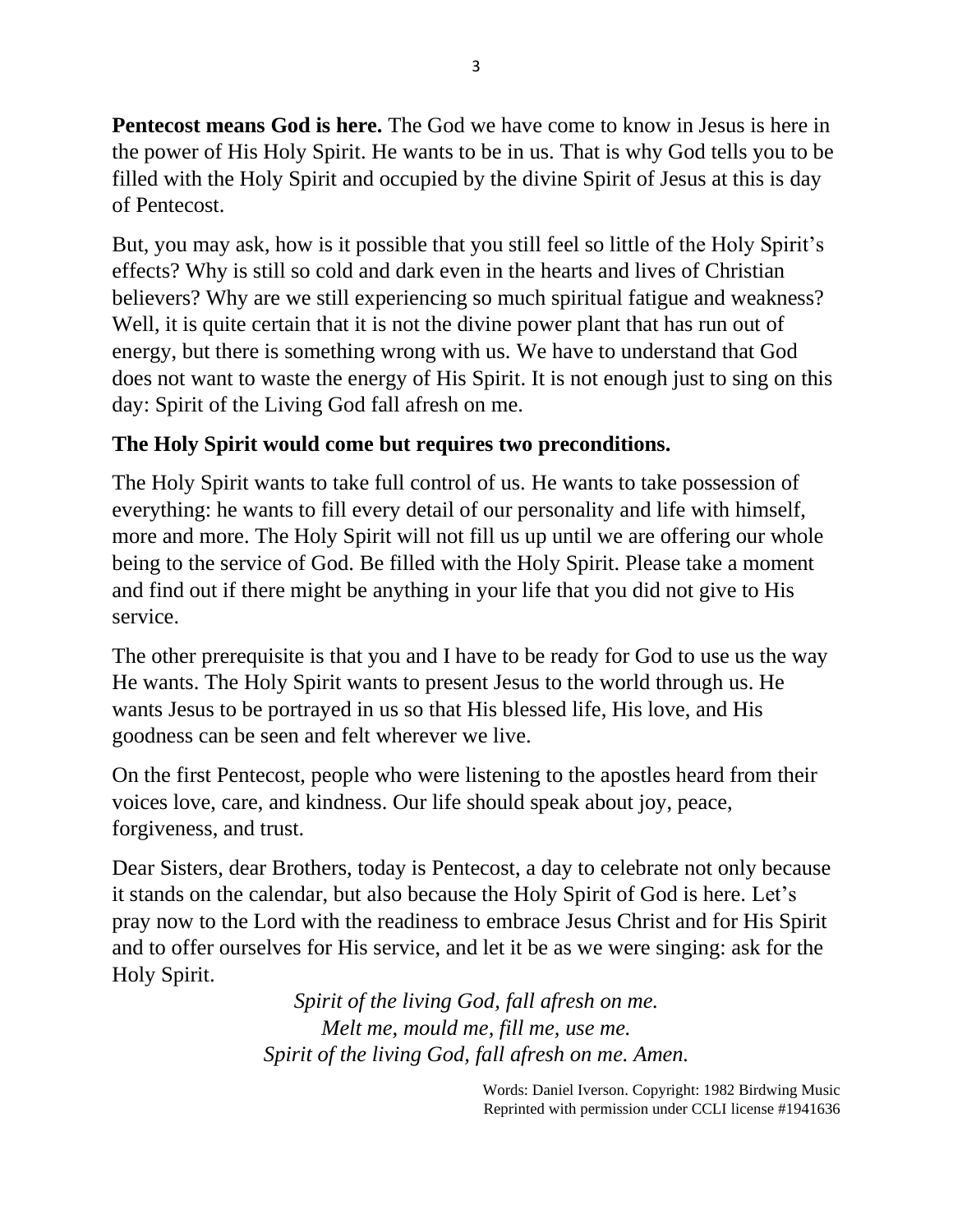**Pentecost means God is here.** The God we have come to know in Jesus is here in the power of His Holy Spirit. He wants to be in us. That is why God tells you to be filled with the Holy Spirit and occupied by the divine Spirit of Jesus at this is day of Pentecost.

But, you may ask, how is it possible that you still feel so little of the Holy Spirit's effects? Why is still so cold and dark even in the hearts and lives of Christian believers? Why are we still experiencing so much spiritual fatigue and weakness? Well, it is quite certain that it is not the divine power plant that has run out of energy, but there is something wrong with us. We have to understand that God does not want to waste the energy of His Spirit. It is not enough just to sing on this day: Spirit of the Living God fall afresh on me.

**The Holy Spirit would come but requires two preconditions.**

The Holy Spirit wants to take full control of us. He wants to take possession of everything: he wants to fill every detail of our personality and life with himself, more and more. The Holy Spirit will not fill us up until we are offering our whole being to the service of God. Be filled with the Holy Spirit. Please take a moment and find out if there might be anything in your life that you did not give to His service.

The other prerequisite is that you and I have to be ready for God to use us the way He wants. The Holy Spirit wants to present Jesus to the world through us. He wants Jesus to be portrayed in us so that His blessed life, His love, and His goodness can be seen and felt wherever we live.

On the first Pentecost, people who were listening to the apostles heard from their voices love, care, and kindness. Our life should speak about joy, peace, forgiveness, and trust.

Dear Sisters, dear Brothers, today is Pentecost, a day to celebrate not only because it stands on the calendar, but also because the Holy Spirit of God is here. Let's pray now to the Lord with the readiness to embrace Jesus Christ and for His Spirit and to offer ourselves for His service, and let it be as we were singing: ask for the Holy Spirit.

*Spirit of the living God, fall afresh on me.*
*Melt me, mould me, fill me, use me.*
*Spirit of the living God, fall afresh on me. Amen.*

Words: Daniel Iverson. Copyright: 1982 Birdwing Music
Reprinted with permission under CCLI license #1941636